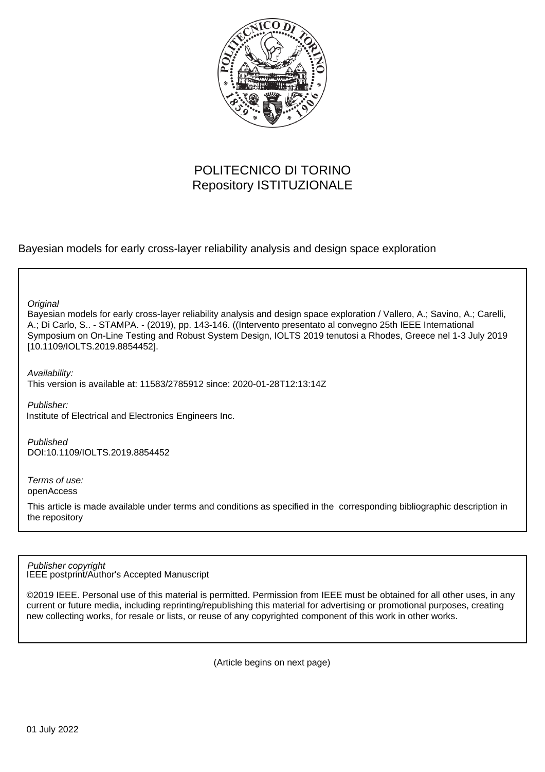POLITECNICO DI TORINO
Repository ISTITUZIONALE

Bayesian models for early cross-layer reliability analysis and design space exploration

*Original*

Bayesian models for early cross-layer reliability analysis and design space exploration / Vallero, A.; Savino, A.; Carelli, A.; Di Carlo, S.. - STAMPA. - (2019), pp. 143-146. ((Intervento presentato al convegno 25th IEEE International Symposium on On-Line Testing and Robust System Design, IOLTS 2019 tenutosi a Rhodes, Greece nel 1-3 July 2019 [10.1109/IOLTS.2019.8854452].

*Availability:*

This version is available at: 11583/2785912 since: 2020-01-28T12:13:14Z

*Publisher:*

Institute of Electrical and Electronics Engineers Inc.

*Published*

DOI:10.1109/IOLTS.2019.8854452

*Terms of use:*

openAccess

This article is made available under terms and conditions as specified in the corresponding bibliographic description in the repository

*Publisher copyright*

IEEE postprint/Author's Accepted Manuscript

©2019 IEEE. Personal use of this material is permitted. Permission from IEEE must be obtained for all other uses, in any current or future media, including reprinting/republishing this material for advertising or promotional purposes, creating new collecting works, for resale or lists, or reuse of any copyrighted component of this work in other works.

(Article begins on next page)

01 July 2022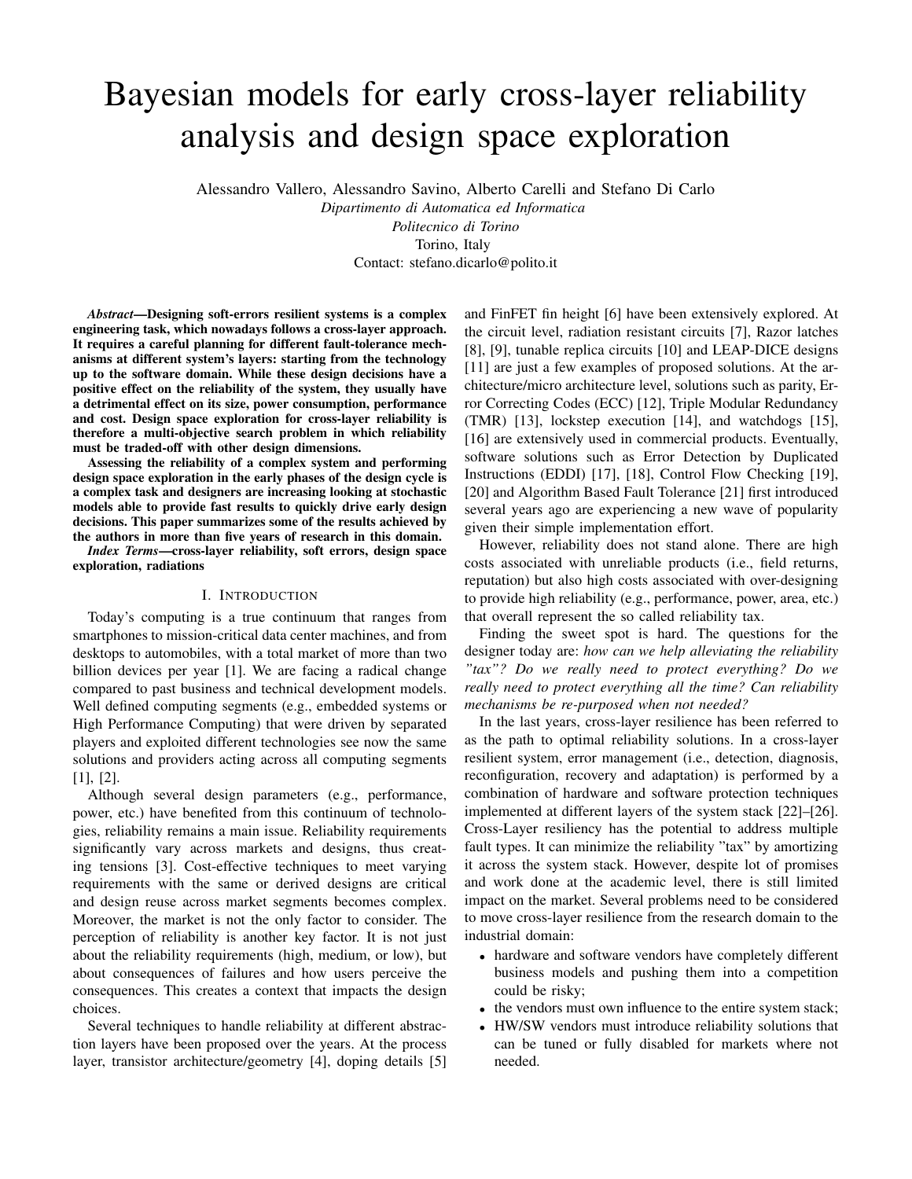# Bayesian models for early cross-layer reliability analysis and design space exploration

Alessandro Vallero, Alessandro Savino, Alberto Carelli and Stefano Di Carlo

*Dipartimento di Automatica ed Informatica*

*Politecnico di Torino*

Torino, Italy

Contact: stefano.dicarlo@polito.it

***Abstract*—Designing soft-errors resilient systems is a complex engineering task, which nowadays follows a cross-layer approach. It requires a careful planning for different fault-tolerance mechanisms at different system's layers: starting from the technology up to the software domain. While these design decisions have a positive effect on the reliability of the system, they usually have a detrimental effect on its size, power consumption, performance and cost. Design space exploration for cross-layer reliability is therefore a multi-objective search problem in which reliability must be traded-off with other design dimensions.**

**Assessing the reliability of a complex system and performing design space exploration in the early phases of the design cycle is a complex task and designers are increasing looking at stochastic models able to provide fast results to quickly drive early design decisions. This paper summarizes some of the results achieved by the authors in more than five years of research in this domain.**

***Index Terms*—cross-layer reliability, soft errors, design space exploration, radiations**

## I. Introduction

Today's computing is a true continuum that ranges from smartphones to mission-critical data center machines, and from desktops to automobiles, with a total market of more than two billion devices per year [1]. We are facing a radical change compared to past business and technical development models. Well defined computing segments (e.g., embedded systems or High Performance Computing) that were driven by separated players and exploited different technologies see now the same solutions and providers acting across all computing segments [1], [2].

Although several design parameters (e.g., performance, power, etc.) have benefited from this continuum of technologies, reliability remains a main issue. Reliability requirements significantly vary across markets and designs, thus creating tensions [3]. Cost-effective techniques to meet varying requirements with the same or derived designs are critical and design reuse across market segments becomes complex. Moreover, the market is not the only factor to consider. The perception of reliability is another key factor. It is not just about the reliability requirements (high, medium, or low), but about consequences of failures and how users perceive the consequences. This creates a context that impacts the design choices.

Several techniques to handle reliability at different abstraction layers have been proposed over the years. At the process layer, transistor architecture/geometry [4], doping details [5] and FinFET fin height [6] have been extensively explored. At the circuit level, radiation resistant circuits [7], Razor latches [8], [9], tunable replica circuits [10] and LEAP-DICE designs [11] are just a few examples of proposed solutions. At the architecture/micro architecture level, solutions such as parity, Error Correcting Codes (ECC) [12], Triple Modular Redundancy (TMR) [13], lockstep execution [14], and watchdogs [15], [16] are extensively used in commercial products. Eventually, software solutions such as Error Detection by Duplicated Instructions (EDDI) [17], [18], Control Flow Checking [19], [20] and Algorithm Based Fault Tolerance [21] first introduced several years ago are experiencing a new wave of popularity given their simple implementation effort.

However, reliability does not stand alone. There are high costs associated with unreliable products (i.e., field returns, reputation) but also high costs associated with over-designing to provide high reliability (e.g., performance, power, area, etc.) that overall represent the so called reliability tax.

Finding the sweet spot is hard. The questions for the designer today are: *how can we help alleviating the reliability "tax"? Do we really need to protect everything? Do we really need to protect everything all the time? Can reliability mechanisms be re-purposed when not needed?*

In the last years, cross-layer resilience has been referred to as the path to optimal reliability solutions. In a cross-layer resilient system, error management (i.e., detection, diagnosis, reconfiguration, recovery and adaptation) is performed by a combination of hardware and software protection techniques implemented at different layers of the system stack [22]–[26]. Cross-Layer resiliency has the potential to address multiple fault types. It can minimize the reliability "tax" by amortizing it across the system stack. However, despite lot of promises and work done at the academic level, there is still limited impact on the market. Several problems need to be considered to move cross-layer resilience from the research domain to the industrial domain:

- hardware and software vendors have completely different business models and pushing them into a competition could be risky;
- the vendors must own influence to the entire system stack;
- HW/SW vendors must introduce reliability solutions that can be tuned or fully disabled for markets where not needed.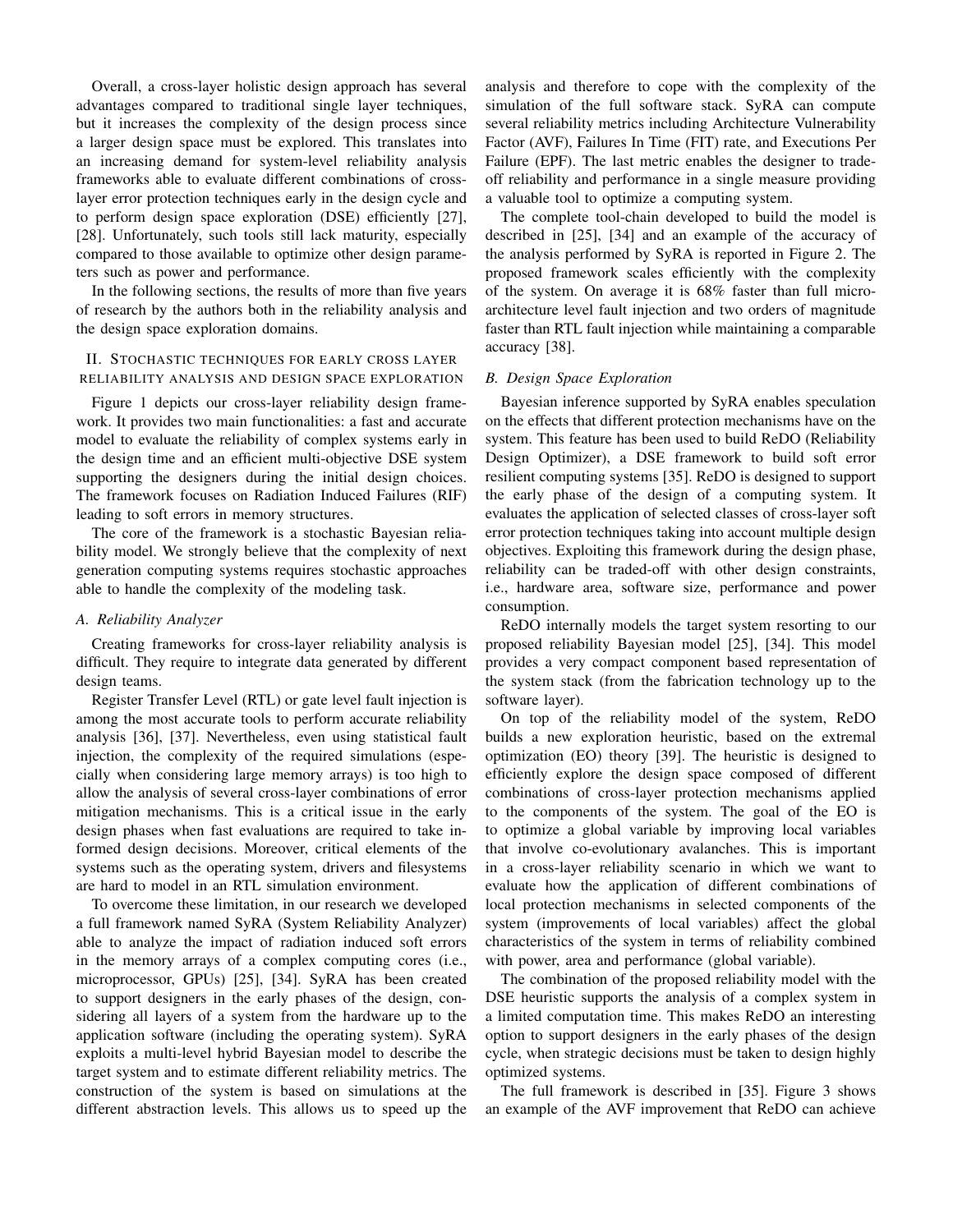Overall, a cross-layer holistic design approach has several advantages compared to traditional single layer techniques, but it increases the complexity of the design process since a larger design space must be explored. This translates into an increasing demand for system-level reliability analysis frameworks able to evaluate different combinations of cross-layer error protection techniques early in the design cycle and to perform design space exploration (DSE) efficiently [27], [28]. Unfortunately, such tools still lack maturity, especially compared to those available to optimize other design parameters such as power and performance.

In the following sections, the results of more than five years of research by the authors both in the reliability analysis and the design space exploration domains.

## II. Stochastic techniques for early cross layer reliability analysis and design space exploration

Figure 1 depicts our cross-layer reliability design framework. It provides two main functionalities: a fast and accurate model to evaluate the reliability of complex systems early in the design time and an efficient multi-objective DSE system supporting the designers during the initial design choices. The framework focuses on Radiation Induced Failures (RIF) leading to soft errors in memory structures.

The core of the framework is a stochastic Bayesian reliability model. We strongly believe that the complexity of next generation computing systems requires stochastic approaches able to handle the complexity of the modeling task.

### *A. Reliability Analyzer*

Creating frameworks for cross-layer reliability analysis is difficult. They require to integrate data generated by different design teams.

Register Transfer Level (RTL) or gate level fault injection is among the most accurate tools to perform accurate reliability analysis [36], [37]. Nevertheless, even using statistical fault injection, the complexity of the required simulations (especially when considering large memory arrays) is too high to allow the analysis of several cross-layer combinations of error mitigation mechanisms. This is a critical issue in the early design phases when fast evaluations are required to take informed design decisions. Moreover, critical elements of the systems such as the operating system, drivers and filesystems are hard to model in an RTL simulation environment.

To overcome these limitation, in our research we developed a full framework named SyRA (System Reliability Analyzer) able to analyze the impact of radiation induced soft errors in the memory arrays of a complex computing cores (i.e., microprocessor, GPUs) [25], [34]. SyRA has been created to support designers in the early phases of the design, considering all layers of a system from the hardware up to the application software (including the operating system). SyRA exploits a multi-level hybrid Bayesian model to describe the target system and to estimate different reliability metrics. The construction of the system is based on simulations at the different abstraction levels. This allows us to speed up the analysis and therefore to cope with the complexity of the simulation of the full software stack. SyRA can compute several reliability metrics including Architecture Vulnerability Factor (AVF), Failures In Time (FIT) rate, and Executions Per Failure (EPF). The last metric enables the designer to trade-off reliability and performance in a single measure providing a valuable tool to optimize a computing system.

The complete tool-chain developed to build the model is described in [25], [34] and an example of the accuracy of the analysis performed by SyRA is reported in Figure 2. The proposed framework scales efficiently with the complexity of the system. On average it is 68% faster than full micro-architecture level fault injection and two orders of magnitude faster than RTL fault injection while maintaining a comparable accuracy [38].

### *B. Design Space Exploration*

Bayesian inference supported by SyRA enables speculation on the effects that different protection mechanisms have on the system. This feature has been used to build ReDO (Reliability Design Optimizer), a DSE framework to build soft error resilient computing systems [35]. ReDO is designed to support the early phase of the design of a computing system. It evaluates the application of selected classes of cross-layer soft error protection techniques taking into account multiple design objectives. Exploiting this framework during the design phase, reliability can be traded-off with other design constraints, i.e., hardware area, software size, performance and power consumption.

ReDO internally models the target system resorting to our proposed reliability Bayesian model [25], [34]. This model provides a very compact component based representation of the system stack (from the fabrication technology up to the software layer).

On top of the reliability model of the system, ReDO builds a new exploration heuristic, based on the extremal optimization (EO) theory [39]. The heuristic is designed to efficiently explore the design space composed of different combinations of cross-layer protection mechanisms applied to the components of the system. The goal of the EO is to optimize a global variable by improving local variables that involve co-evolutionary avalanches. This is important in a cross-layer reliability scenario in which we want to evaluate how the application of different combinations of local protection mechanisms in selected components of the system (improvements of local variables) affect the global characteristics of the system in terms of reliability combined with power, area and performance (global variable).

The combination of the proposed reliability model with the DSE heuristic supports the analysis of a complex system in a limited computation time. This makes ReDO an interesting option to support designers in the early phases of the design cycle, when strategic decisions must be taken to design highly optimized systems.

The full framework is described in [35]. Figure 3 shows an example of the AVF improvement that ReDO can achieve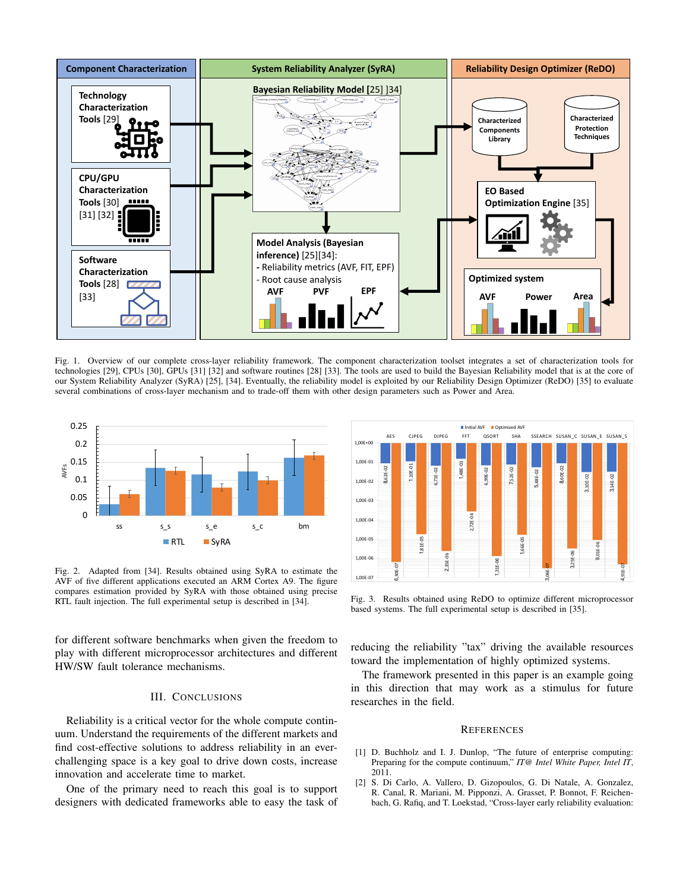Fig. 1. Overview of our complete cross-layer reliability framework. The component characterization toolset integrates a set of characterization tools for technologies [29], CPUs [30], GPUs [31] [32] and software routines [28] [33]. The tools are used to build the Bayesian Reliability model that is at the core of our System Reliability Analyzer (SyRA) [25], [34]. Eventually, the reliability model is exploited by our Reliability Design Optimizer (ReDO) [35] to evaluate several combinations of cross-layer mechanism and to trade-off them with other design parameters such as Power and Area.

Fig. 2. Adapted from [34]. Results obtained using SyRA to estimate the AVF of five different applications executed an ARM Cortex A9. The figure compares estimation provided by SyRA with those obtained using precise RTL fault injection. The full experimental setup is described in [34].

Fig. 3. Results obtained using ReDO to optimize different microprocessor based systems. The full experimental setup is described in [35].

for different software benchmarks when given the freedom to play with different microprocessor architectures and different HW/SW fault tolerance mechanisms.

## III. Conclusions

Reliability is a critical vector for the whole compute continuum. Understand the requirements of the different markets and find cost-effective solutions to address reliability in an ever-challenging space is a key goal to drive down costs, increase innovation and accelerate time to market.

One of the primary need to reach this goal is to support designers with dedicated frameworks able to easy the task of reducing the reliability "tax" driving the available resources toward the implementation of highly optimized systems.

The framework presented in this paper is an example going in this direction that may work as a stimulus for future researches in the field.

## References

[1] D. Buchholz and I. J. Dunlop, "The future of enterprise computing: Preparing for the compute continuum," *IT@ Intel White Paper, Intel IT*, 2011.

[2] S. Di Carlo, A. Vallero, D. Gizopoulos, G. Di Natale, A. Gonzalez, R. Canal, R. Mariani, M. Pipponzi, A. Grasset, P. Bonnot, F. Reichenbach, G. Rafiq, and T. Loekstad, "Cross-layer early reliability evaluation: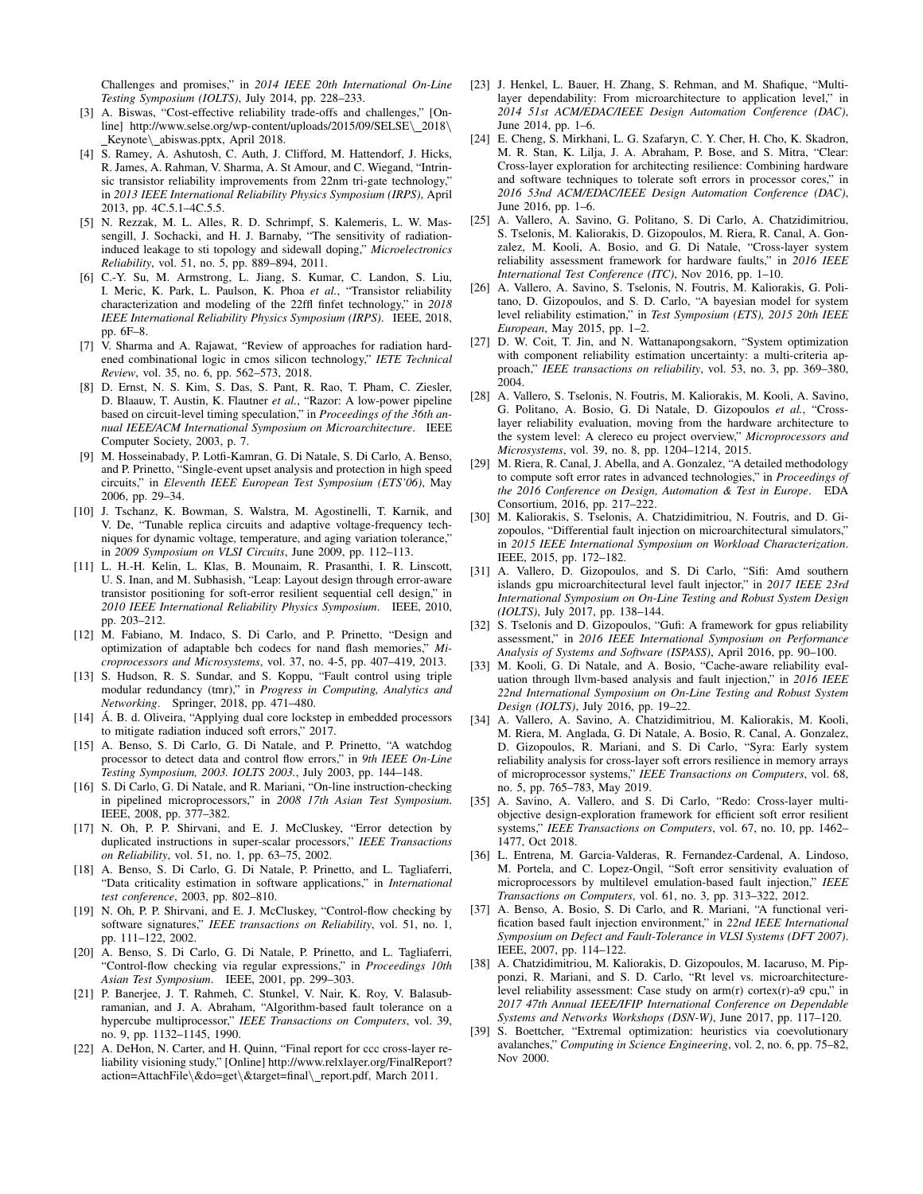Challenges and promises," in *2014 IEEE 20th International On-Line Testing Symposium (IOLTS)*, July 2014, pp. 228–233.

[3] A. Biswas, "Cost-effective reliability trade-offs and challenges," [Online] http://www.selse.org/wp-content/uploads/2015/09/SELSE\_2018\_Keynote\_abiswas.pptx, April 2018.

[4] S. Ramey, A. Ashutosh, C. Auth, J. Clifford, M. Hattendorf, J. Hicks, R. James, A. Rahman, V. Sharma, A. St Amour, and C. Wiegand, "Intrinsic transistor reliability improvements from 22nm tri-gate technology," in *2013 IEEE International Reliability Physics Symposium (IRPS)*, April 2013, pp. 4C.5.1–4C.5.5.

[5] N. Rezzak, M. L. Alles, R. D. Schrimpf, S. Kalemeris, L. W. Massengill, J. Sochacki, and H. J. Barnaby, "The sensitivity of radiation-induced leakage to sti topology and sidewall doping," *Microelectronics Reliability*, vol. 51, no. 5, pp. 889–894, 2011.

[6] C.-Y. Su, M. Armstrong, L. Jiang, S. Kumar, C. Landon, S. Liu, I. Meric, K. Park, L. Paulson, K. Phoa *et al.*, "Transistor reliability characterization and modeling of the 22ffl finfet technology," in *2018 IEEE International Reliability Physics Symposium (IRPS)*. IEEE, 2018, pp. 6F–8.

[7] V. Sharma and A. Rajawat, "Review of approaches for radiation hardened combinational logic in cmos silicon technology," *IETE Technical Review*, vol. 35, no. 6, pp. 562–573, 2018.

[8] D. Ernst, N. S. Kim, S. Das, S. Pant, R. Rao, T. Pham, C. Ziesler, D. Blaauw, T. Austin, K. Flautner *et al.*, "Razor: A low-power pipeline based on circuit-level timing speculation," in *Proceedings of the 36th annual IEEE/ACM International Symposium on Microarchitecture*. IEEE Computer Society, 2003, p. 7.

[9] M. Hosseinabady, P. Lotfi-Kamran, G. Di Natale, S. Di Carlo, A. Benso, and P. Prinetto, "Single-event upset analysis and protection in high speed circuits," in *Eleventh IEEE European Test Symposium (ETS'06)*, May 2006, pp. 29–34.

[10] J. Tschanz, K. Bowman, S. Walstra, M. Agostinelli, T. Karnik, and V. De, "Tunable replica circuits and adaptive voltage-frequency techniques for dynamic voltage, temperature, and aging variation tolerance," in *2009 Symposium on VLSI Circuits*, June 2009, pp. 112–113.

[11] L. H.-H. Kelin, L. Klas, B. Mounaim, R. Prasanthi, I. R. Linscott, U. S. Inan, and M. Subhasish, "Leap: Layout design through error-aware transistor positioning for soft-error resilient sequential cell design," in *2010 IEEE International Reliability Physics Symposium*. IEEE, 2010, pp. 203–212.

[12] M. Fabiano, M. Indaco, S. Di Carlo, and P. Prinetto, "Design and optimization of adaptable bch codecs for nand flash memories," *Microprocessors and Microsystems*, vol. 37, no. 4-5, pp. 407–419, 2013.

[13] S. Hudson, R. S. Sundar, and S. Koppu, "Fault control using triple modular redundancy (tmr)," in *Progress in Computing, Analytics and Networking*. Springer, 2018, pp. 471–480.

[14] Á. B. d. Oliveira, "Applying dual core lockstep in embedded processors to mitigate radiation induced soft errors," 2017.

[15] A. Benso, S. Di Carlo, G. Di Natale, and P. Prinetto, "A watchdog processor to detect data and control flow errors," in *9th IEEE On-Line Testing Symposium, 2003. IOLTS 2003.*, July 2003, pp. 144–148.

[16] S. Di Carlo, G. Di Natale, and R. Mariani, "On-line instruction-checking in pipelined microprocessors," in *2008 17th Asian Test Symposium*. IEEE, 2008, pp. 377–382.

[17] N. Oh, P. P. Shirvani, and E. J. McCluskey, "Error detection by duplicated instructions in super-scalar processors," *IEEE Transactions on Reliability*, vol. 51, no. 1, pp. 63–75, 2002.

[18] A. Benso, S. Di Carlo, G. Di Natale, P. Prinetto, and L. Tagliaferri, "Data criticality estimation in software applications," in *International test conference*, 2003, pp. 802–810.

[19] N. Oh, P. P. Shirvani, and E. J. McCluskey, "Control-flow checking by software signatures," *IEEE transactions on Reliability*, vol. 51, no. 1, pp. 111–122, 2002.

[20] A. Benso, S. Di Carlo, G. Di Natale, P. Prinetto, and L. Tagliaferri, "Control-flow checking via regular expressions," in *Proceedings 10th Asian Test Symposium*. IEEE, 2001, pp. 299–303.

[21] P. Banerjee, J. T. Rahmeh, C. Stunkel, V. Nair, K. Roy, V. Balasubramanian, and J. A. Abraham, "Algorithm-based fault tolerance on a hypercube multiprocessor," *IEEE Transactions on Computers*, vol. 39, no. 9, pp. 1132–1145, 1990.

[22] A. DeHon, N. Carter, and H. Quinn, "Final report for ccc cross-layer reliability visioning study," [Online] http://www.relxlayer.org/FinalReport?action=AttachFile\&do=get\&target=final\_report.pdf, March 2011.

[23] J. Henkel, L. Bauer, H. Zhang, S. Rehman, and M. Shafique, "Multi-layer dependability: From microarchitecture to application level," in *2014 51st ACM/EDAC/IEEE Design Automation Conference (DAC)*, June 2014, pp. 1–6.

[24] E. Cheng, S. Mirkhani, L. G. Szafaryn, C. Y. Cher, H. Cho, K. Skadron, M. R. Stan, K. Lilja, J. A. Abraham, P. Bose, and S. Mitra, "Clear: Cross-layer exploration for architecting resilience: Combining hardware and software techniques to tolerate soft errors in processor cores," in *2016 53nd ACM/EDAC/IEEE Design Automation Conference (DAC)*, June 2016, pp. 1–6.

[25] A. Vallero, A. Savino, G. Politano, S. Di Carlo, A. Chatzidimitriou, S. Tselonis, M. Kaliorakis, D. Gizopoulos, M. Riera, R. Canal, A. Gonzalez, M. Kooli, A. Bosio, and G. Di Natale, "Cross-layer system reliability assessment framework for hardware faults," in *2016 IEEE International Test Conference (ITC)*, Nov 2016, pp. 1–10.

[26] A. Vallero, A. Savino, S. Tselonis, N. Foutris, M. Kaliorakis, G. Politano, D. Gizopoulos, and S. D. Carlo, "A bayesian model for system level reliability estimation," in *Test Symposium (ETS), 2015 20th IEEE European*, May 2015, pp. 1–2.

[27] D. W. Coit, T. Jin, and N. Wattanapongsakorn, "System optimization with component reliability estimation uncertainty: a multi-criteria approach," *IEEE transactions on reliability*, vol. 53, no. 3, pp. 369–380, 2004.

[28] A. Vallero, S. Tselonis, N. Foutris, M. Kaliorakis, M. Kooli, A. Savino, G. Politano, A. Bosio, G. Di Natale, D. Gizopoulos *et al.*, "Cross-layer reliability evaluation, moving from the hardware architecture to the system level: A clereco eu project overview," *Microprocessors and Microsystems*, vol. 39, no. 8, pp. 1204–1214, 2015.

[29] M. Riera, R. Canal, J. Abella, and A. Gonzalez, "A detailed methodology to compute soft error rates in advanced technologies," in *Proceedings of the 2016 Conference on Design, Automation & Test in Europe*. EDA Consortium, 2016, pp. 217–222.

[30] M. Kaliorakis, S. Tselonis, A. Chatzidimitriou, N. Foutris, and D. Gizopoulos, "Differential fault injection on microarchitectural simulators," in *2015 IEEE International Symposium on Workload Characterization*. IEEE, 2015, pp. 172–182.

[31] A. Vallero, D. Gizopoulos, and S. Di Carlo, "Sifi: Amd southern islands gpu microarchitectural level fault injector," in *2017 IEEE 23rd International Symposium on On-Line Testing and Robust System Design (IOLTS)*, July 2017, pp. 138–144.

[32] S. Tselonis and D. Gizopoulos, "Gufi: A framework for gpus reliability assessment," in *2016 IEEE International Symposium on Performance Analysis of Systems and Software (ISPASS)*, April 2016, pp. 90–100.

[33] M. Kooli, G. Di Natale, and A. Bosio, "Cache-aware reliability evaluation through llvm-based analysis and fault injection," in *2016 IEEE 22nd International Symposium on On-Line Testing and Robust System Design (IOLTS)*, July 2016, pp. 19–22.

[34] A. Vallero, A. Savino, A. Chatzidimitriou, M. Kaliorakis, M. Kooli, M. Riera, M. Anglada, G. Di Natale, A. Bosio, R. Canal, A. Gonzalez, D. Gizopoulos, R. Mariani, and S. Di Carlo, "Syra: Early system reliability analysis for cross-layer soft errors resilience in memory arrays of microprocessor systems," *IEEE Transactions on Computers*, vol. 68, no. 5, pp. 765–783, May 2019.

[35] A. Savino, A. Vallero, and S. Di Carlo, "Redo: Cross-layer multi-objective design-exploration framework for efficient soft error resilient systems," *IEEE Transactions on Computers*, vol. 67, no. 10, pp. 1462–1477, Oct 2018.

[36] L. Entrena, M. Garcia-Valderas, R. Fernandez-Cardenal, A. Lindoso, M. Portela, and C. Lopez-Ongil, "Soft error sensitivity evaluation of microprocessors by multilevel emulation-based fault injection," *IEEE Transactions on Computers*, vol. 61, no. 3, pp. 313–322, 2012.

[37] A. Benso, A. Bosio, S. Di Carlo, and R. Mariani, "A functional verification based fault injection environment," in *22nd IEEE International Symposium on Defect and Fault-Tolerance in VLSI Systems (DFT 2007)*. IEEE, 2007, pp. 114–122.

[38] A. Chatzidimitriou, M. Kaliorakis, D. Gizopoulos, M. Iacaruso, M. Pipponzi, R. Mariani, and S. D. Carlo, "Rt level vs. microarchitecture-level reliability assessment: Case study on arm(r) cortex(r)-a9 cpu," in *2017 47th Annual IEEE/IFIP International Conference on Dependable Systems and Networks Workshops (DSN-W)*, June 2017, pp. 117–120.

[39] S. Boettcher, "Extremal optimization: heuristics via coevolutionary avalanches," *Computing in Science Engineering*, vol. 2, no. 6, pp. 75–82, Nov 2000.